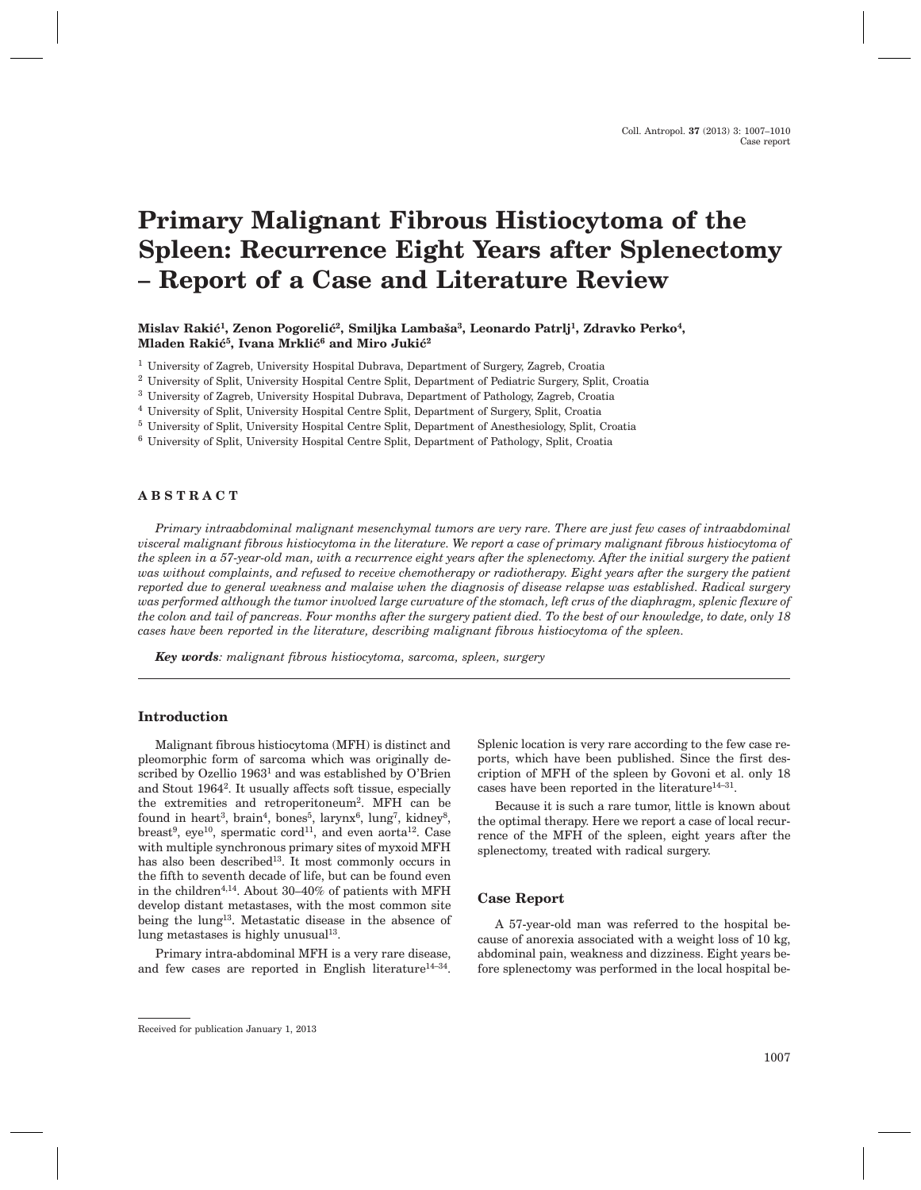# Primary Malignant Fibrous Histiocytoma of the Spleen: Recurrence Eight Years after Splenectomy – Report of a Case and Literature Review

**Mislav Rakić[1], Zenon Pogorelić[2], Smiljka Lambaša[3], Leonardo Patrlj[1], Zdravko Perko[4], Mladen Rakić[5], Ivana Mrklić[6] and Miro Jukić[2]**

[1] University of Zagreb, University Hospital Dubrava, Department of Surgery, Zagreb, Croatia
[2] University of Split, University Hospital Centre Split, Department of Pediatric Surgery, Split, Croatia
[3] University of Zagreb, University Hospital Dubrava, Department of Pathology, Zagreb, Croatia
[4] University of Split, University Hospital Centre Split, Department of Surgery, Split, Croatia
[5] University of Split, University Hospital Centre Split, Department of Anesthesiology, Split, Croatia
[6] University of Split, University Hospital Centre Split, Department of Pathology, Split, Croatia

## ABSTRACT

*Primary intraabdominal malignant mesenchymal tumors are very rare. There are just few cases of intraabdominal visceral malignant fibrous histiocytoma in the literature. We report a case of primary malignant fibrous histiocytoma of the spleen in a 57-year-old man, with a recurrence eight years after the splenectomy. After the initial surgery the patient was without complaints, and refused to receive chemotherapy or radiotherapy. Eight years after the surgery the patient reported due to general weakness and malaise when the diagnosis of disease relapse was established. Radical surgery was performed although the tumor involved large curvature of the stomach, left crus of the diaphragm, splenic flexure of the colon and tail of pancreas. Four months after the surgery patient died. To the best of our knowledge, to date, only 18 cases have been reported in the literature, describing malignant fibrous histiocytoma of the spleen.*

***Key words**: malignant fibrous histiocytoma, sarcoma, spleen, surgery*

## Introduction

Malignant fibrous histiocytoma (MFH) is distinct and pleomorphic form of sarcoma which was originally described by Ozellio 1963[1] and was established by O'Brien and Stout 1964[2]. It usually affects soft tissue, especially the extremities and retroperitoneum[2]. MFH can be found in heart[3], brain[4], bones[5], larynx[6], lung[7], kidney[8], breast[9], eye[10], spermatic cord[11], and even aorta[12]. Case with multiple synchronous primary sites of myxoid MFH has also been described[13]. It most commonly occurs in the fifth to seventh decade of life, but can be found even in the children[4,14]. About 30–40% of patients with MFH develop distant metastases, with the most common site being the lung[13]. Metastatic disease in the absence of lung metastases is highly unusual[13].

Primary intra-abdominal MFH is a very rare disease, and few cases are reported in English literature[14–34]. Splenic location is very rare according to the few case reports, which have been published. Since the first description of MFH of the spleen by Govoni et al. only 18 cases have been reported in the literature[14–31].

Because it is such a rare tumor, little is known about the optimal therapy. Here we report a case of local recurrence of the MFH of the spleen, eight years after the splenectomy, treated with radical surgery.

## Case Report

A 57-year-old man was referred to the hospital because of anorexia associated with a weight loss of 10 kg, abdominal pain, weakness and dizziness. Eight years before splenectomy was performed in the local hospital be-

Received for publication January 1, 2013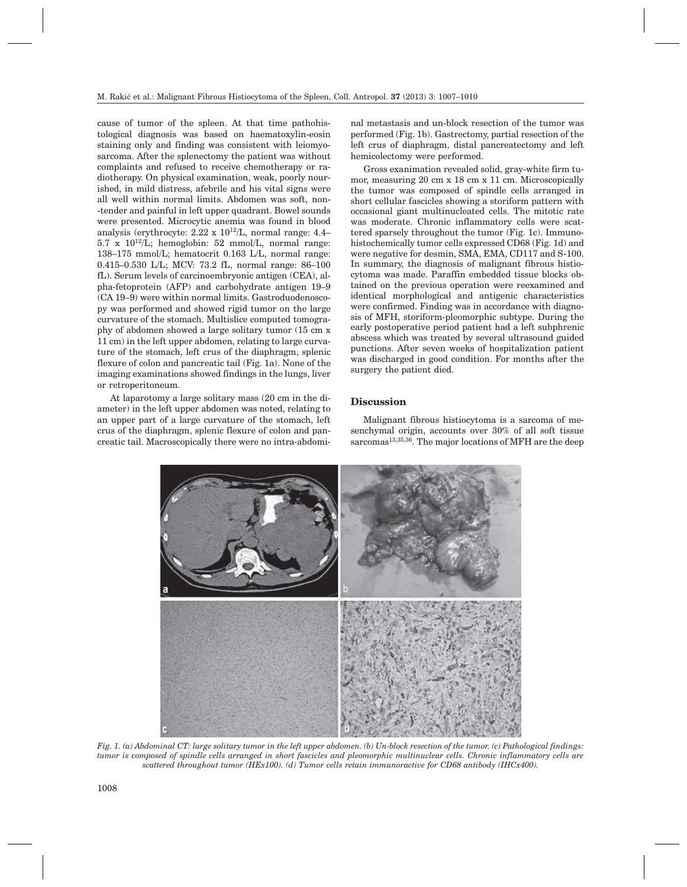cause of tumor of the spleen. At that time pathohistological diagnosis was based on haematoxylin-eosin staining only and finding was consistent with leiomyosarcoma. After the splenectomy the patient was without complaints and refused to receive chemotherapy or radiotherapy. On physical examination, weak, poorly nourished, in mild distress, afebrile and his vital signs were all well within normal limits. Abdomen was soft, non-tender and painful in left upper quadrant. Bowel sounds were presented. Microcytic anemia was found in blood analysis (erythrocyte: $2.22 \times 10^{12}$/L, normal range: 4.4–5.7 x $10^{12}$/L; hemoglobin: 52 mmol/L, normal range: 138–175 mmol/L; hematocrit 0.163 L/L, normal range: 0.415–0.530 L/L; MCV: 73.2 fL, normal range: 86–100 fL). Serum levels of carcinoembryonic antigen (CEA), alpha-fetoprotein (AFP) and carbohydrate antigen 19–9 (CA 19–9) were within normal limits. Gastroduodenoscopy was performed and showed rigid tumor on the large curvature of the stomach. Multislice computed tomography of abdomen showed a large solitary tumor (15 cm x 11 cm) in the left upper abdomen, relating to large curvature of the stomach, left crus of the diaphragm, splenic flexure of colon and pancreatic tail (Fig. 1a). None of the imaging examinations showed findings in the lungs, liver or retroperitoneum.

At laparotomy a large solitary mass (20 cm in the diameter) in the left upper abdomen was noted, relating to an upper part of a large curvature of the stomach, left crus of the diaphragm, splenic flexure of colon and pancreatic tail. Macroscopically there were no intra-abdominal metastasis and un-block resection of the tumor was performed (Fig. 1b). Gastrectomy, partial resection of the left crus of diaphragm, distal pancreatectomy and left hemicolectomy were performed.

Gross exanimation revealed solid, gray-white firm tumor, measuring 20 cm x 18 cm x 11 cm. Microscopically the tumor was composed of spindle cells arranged in short cellular fascicles showing a storiform pattern with occasional giant multinucleated cells. The mitotic rate was moderate. Chronic inflammatory cells were scattered sparsely throughout the tumor (Fig. 1c). Immunohistochemically tumor cells expressed CD68 (Fig. 1d) and were negative for desmin, SMA, EMA, CD117 and S-100. In summary, the diagnosis of malignant fibrous histiocytoma was made. Paraffin embedded tissue blocks obtained on the previous operation were reexamined and identical morphological and antigenic characteristics were confirmed. Finding was in accordance with diagnosis of MFH, storiform-pleomorphic subtype. During the early postoperative period patient had a left subphrenic abscess which was treated by several ultrasound guided punctions. After seven weeks of hospitalization patient was discharged in good condition. For months after the surgery the patient died.

## Discussion

Malignant fibrous histiocytoma is a sarcoma of mesenchymal origin, accounts over 30% of all soft tissue sarcomas[13,35,36]. The major locations of MFH are the deep

*Fig. 1. (a) Abdominal CT: large solitary tumor in the left upper abdomen. (b) Un-block resection of the tumor. (c) Pathological findings: tumor is composed of spindle cells arranged in short fascicles and pleomorphic multinuclear cells. Chronic inflammatory cells are scattered throughout tumor (HEx100). (d) Tumor cells retain immunoractive for CD68 antibody (IHCx400).*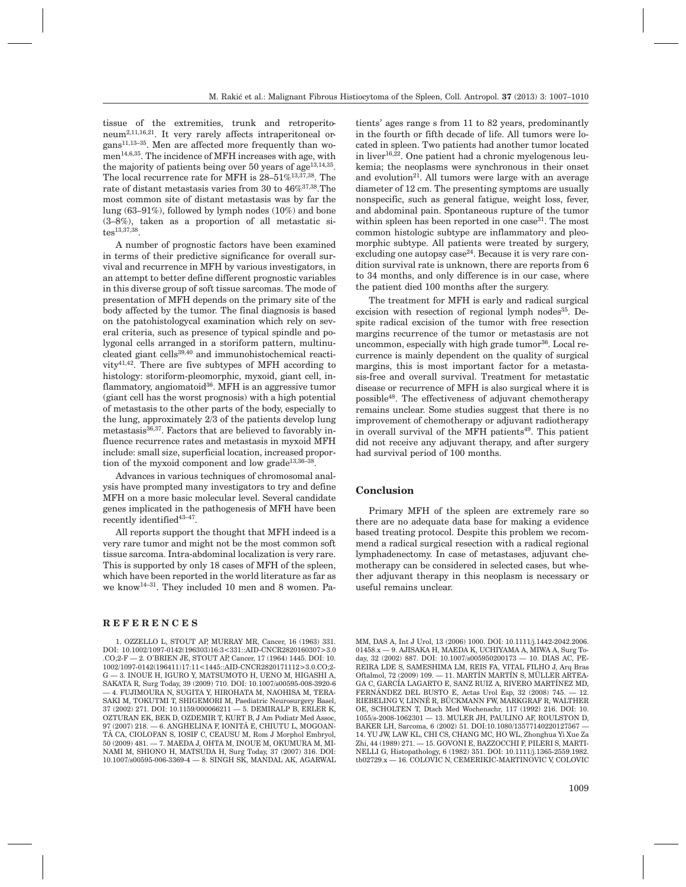tissue of the extremities, trunk and retroperitoneum[2,11,16,21]. It very rarely affects intraperitoneal organs[11,13–35]. Men are affected more frequently than women[14,6,35]. The incidence of MFH increases with age, with the majority of patients being over 50 years of age[13,14,35]. The local recurrence rate for MFH is 28–51%[13,37,38]. The rate of distant metastasis varies from 30 to 46%[37,38]. The most common site of distant metastasis was by far the lung (63–91%), followed by lymph nodes (10%) and bone (3–8%), taken as a proportion of all metastatic sites[13,37,38].

A number of prognostic factors have been examined in terms of their predictive significance for overall survival and recurrence in MFH by various investigators, in an attempt to better define different prognostic variables in this diverse group of soft tissue sarcomas. The mode of presentation of MFH depends on the primary site of the body affected by the tumor. The final diagnosis is based on the patohistologycal examination which rely on several criteria, such as presence of typical spindle and polygonal cells arranged in a storiform pattern, multinucleated giant cells[39,40] and immunohistochemical reactivity[41,42]. There are five subtypes of MFH according to histology: storiform-pleomorphic, myxoid, giant cell, inflammatory, angiomatoid[36]. MFH is an aggressive tumor (giant cell has the worst prognosis) with a high potential of metastasis to the other parts of the body, especially to the lung, approximately 2/3 of the patients develop lung metastasis[36,37]. Factors that are believed to favorably influence recurrence rates and metastasis in myxoid MFH include: small size, superficial location, increased proportion of the myxoid component and low grade[13,36–38].

Advances in various techniques of chromosomal analysis have prompted many investigators to try and define MFH on a more basic molecular level. Several candidate genes implicated in the pathogenesis of MFH have been recently identified[43–47].

All reports support the thought that MFH indeed is a very rare tumor and might not be the most common soft tissue sarcoma. Intra-abdominal localization is very rare. This is supported by only 18 cases of MFH of the spleen, which have been reported in the world literature as far as we know[14–31]. They included 10 men and 8 women. Patients' ages range s from 11 to 82 years, predominantly in the fourth or fifth decade of life. All tumors were located in spleen. Two patients had another tumor located in liver[16,22]. One patient had a chronic myelogenous leukemia; the neoplasms were synchronous in their onset and evolution[21]. All tumors were large with an average diameter of 12 cm. The presenting symptoms are usually nonspecific, such as general fatigue, weight loss, fever, and abdominal pain. Spontaneous rupture of the tumor within spleen has been reported in one case[31]. The most common histologic subtype are inflammatory and pleomorphic subtype. All patients were treated by surgery, excluding one autopsy case[24]. Because it is very rare condition survival rate is unknown, there are reports from 6 to 34 months, and only difference is in our case, where the patient died 100 months after the surgery.

The treatment for MFH is early and radical surgical excision with resection of regional lymph nodes[35]. Despite radical excision of the tumor with free resection margins recurrence of the tumor or metastasis are not uncommon, especially with high grade tumor[36]. Local recurrence is mainly dependent on the quality of surgical margins, this is most important factor for a metastasis-free and overall survival. Treatment for metastatic disease or recurrence of MFH is also surgical where it is possible[48]. The effectiveness of adjuvant chemotherapy remains unclear. Some studies suggest that there is no improvement of chemotherapy or adjuvant radiotherapy in overall survival of the MFH patients[49]. This patient did not receive any adjuvant therapy, and after surgery had survival period of 100 months.

## Conclusion

Primary MFH of the spleen are extremely rare so there are no adequate data base for making a evidence based treating protocol. Despite this problem we recommend a radical surgical resection with a radical regional lymphadenectomy. In case of metastases, adjuvant chemotherapy can be considered in selected cases, but whether adjuvant therapy in this neoplasm is necessary or useful remains unclear.

## REFERENCES

1. OZZELLO L, STOUT AP, MURRAY MR, Cancer, 16 (1963) 331. DOI: 10.1002/1097-0142(196303)16:3<331::AID-CNCR2820160307>3.0.CO;2-F — 2. O'BRIEN JE, STOUT AP, Cancer, 17 (1964) 1445. DOI: 10.1002/1097-0142(196411)17:11<1445::AID-CNCR2820171112>3.0.CO;2-G — 3. INOUE H, IGURO Y, MATSUMOTO H, UENO M, HIGASHI A, SAKATA R, Surg Today, 39 (2009) 710. DOI: 10.1007/s00595-008-3920-6 — 4. FUJIMOURA N, SUGITA Y, HIROHATA M, NAOHISA M, TERASAKI M, TOKUTMI T, SHIGEMORI M, Paediatric Neurosurgery Basel, 37 (2002) 271. DOI: 10.1159/000066211 — 5. DEMIRALP B, ERLER K, OZTURAN EK, BEK D, OZDEMIR T, KURT B, J Am Podiatr Med Assoc, 97 (2007) 218. — 6. ANGHELINA F, IONITĂ E, CHIUTU L, MOGOANTĂ CA, CIOLOFAN S, IOSIF C, CEAUSU M, Rom J Morphol Embryol, 50 (2009) 481. — 7. MAEDA J, OHTA M, INOUE M, OKUMURA M, MINAMI M, SHIONO H, MATSUDA H, Surg Today, 37 (2007) 316. DOI: 10.1007/s00595-006-3369-4 — 8. SINGH SK, MANDAL AK, AGARWAL MM, DAS A, Int J Urol, 13 (2006) 1000. DOI: 10.1111/j.1442-2042.2006.01458.x — 9. AJISAKA H, MAEDA K, UCHIYAMA A, MIWA A, Surg Today, 32 (2002) 887. DOI: 10.1007/s005950200173 — 10. DIAS AC, PEREIRA LDE S, SAMESHIMA LM, REIS FA, VITAL FILHO J, Arq Bras Oftalmol, 72 (2009) 109. — 11. MARTÍN MARTÍN S, MÜLLER ARTEAGA C, GARCÍA LAGARTO E, SANZ RUIZ A, RIVERO MARTÍNEZ MD, FERNÁNDEZ DEL BUSTO E, Actas Urol Esp, 32 (2008) 745. — 12. RIEBELING V, LINNÉ R, BÜCKMANN FW, MARKGRAF R, WALTHER OE, SCHOLTEN T, Dtsch Med Wochenschr, 117 (1992) 216. DOI: 10.1055/s-2008-1062301 — 13. MULER JH, PAULINO AF, ROULSTON D, BAKER LH, Sarcoma, 6 (2002) 51. DOI:10.1080/13577140220127567 — 14. YU JW, LAW KL, CHI CS, CHANG MC, HO WL, Zhonghua Yi Xue Za Zhi, 44 (1989) 271. — 15. GOVONI E, BAZZOCCHI F, PILERI S, MARTINELLI G, Histopathology, 6 (1982) 351. DOI: 10.1111/j.1365-2559.1982.tb02729.x — 16. COLOVIC N, CEMERIKIC-MARTINOVIC V, COLOVIC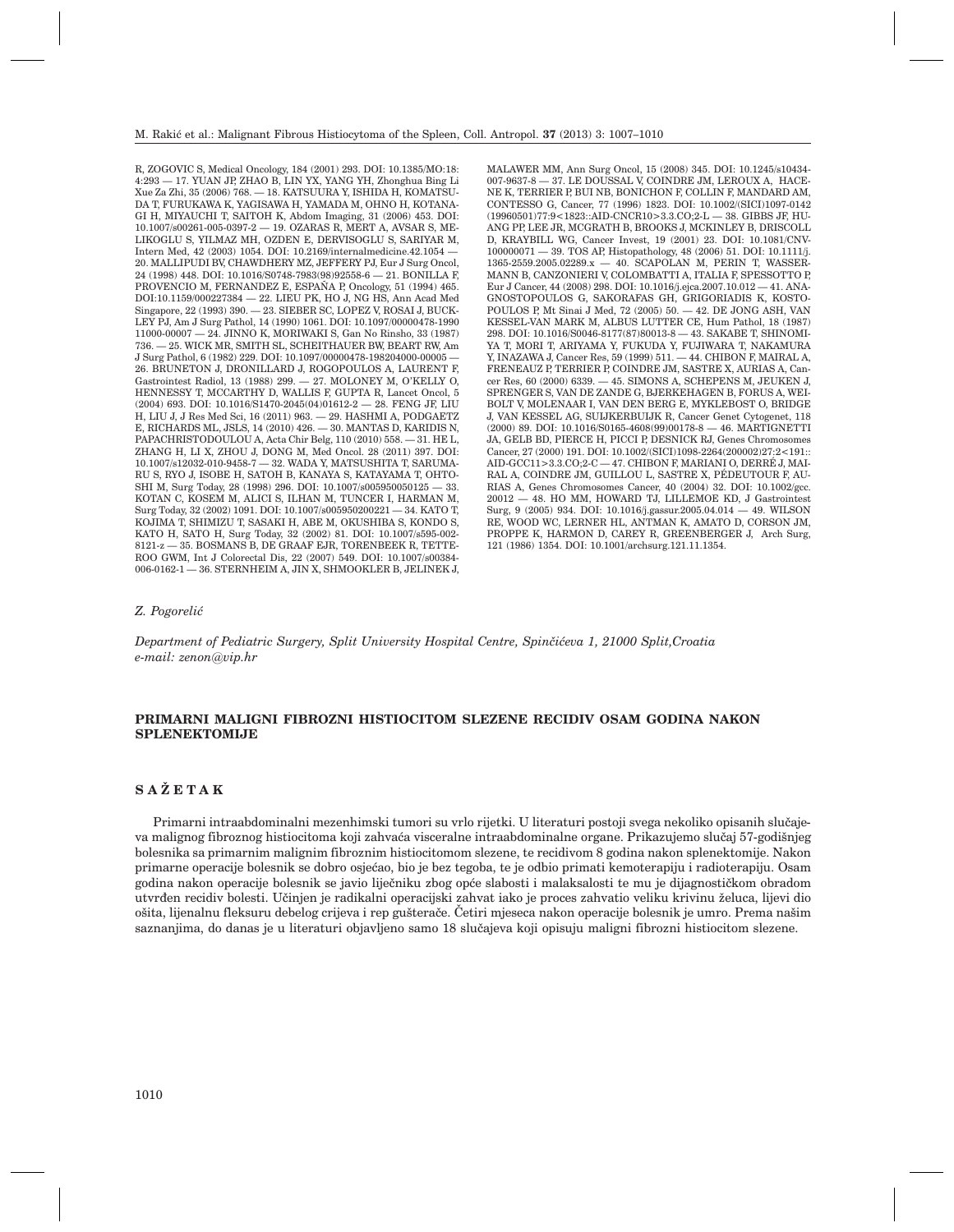R, ZOGOVIC S, Medical Oncology, 184 (2001) 293. DOI: 10.1385/MO:18:4:293 — 17. YUAN JP, ZHAO B, LIN YX, YANG YH, Zhonghua Bing Li Xue Za Zhi, 35 (2006) 768. — 18. KATSUURA Y, ISHIDA H, KOMATSUDA T, FURUKAWA K, YAGISAWA H, YAMADA M, OHNO H, KOTANAGI H, MIYAUCHI T, SAITOH K, Abdom Imaging, 31 (2006) 453. DOI: 10.1007/s00261-005-0397-2 — 19. OZARAS R, MERT A, AVSAR S, MELIKOGLU S, YILMAZ MH, OZDEN E, DERVISOGLU S, SARIYAR M, Intern Med, 42 (2003) 1054. DOI: 10.2169/internalmedicine.42.1054 — 20. MALLIPUDI BV, CHAWDHERY MZ, JEFFERY PJ, Eur J Surg Oncol, 24 (1998) 448. DOI: 10.1016/S0748-7983(98)92558-6 — 21. BONILLA F, PROVENCIO M, FERNANDEZ E, ESPAÑA P, Oncology, 51 (1994) 465. DOI:10.1159/000227384 — 22. LIEU PK, HO J, NG HS, Ann Acad Med Singapore, 22 (1993) 390. — 23. SIEBER SC, LOPEZ V, ROSAI J, BUCKLEY PJ, Am J Surg Pathol, 14 (1990) 1061. DOI: 10.1097/00000478-199011000-00007 — 24. JINNO K, MORIWAKI S, Gan No Rinsho, 33 (1987) 736. — 25. WICK MR, SMITH SL, SCHEITHAUER BW, BEART RW, Am J Surg Pathol, 6 (1982) 229. DOI: 10.1097/00000478-198204000-00005 — 26. BRUNETON J, DRONILLARD J, ROGOPOULOS A, LAURENT F, Gastrointest Radiol, 13 (1988) 299. — 27. MOLONEY M, O'KELLY O, HENNESSY T, MCCARTHY D, WALLIS F, GUPTA R, Lancet Oncol, 5 (2004) 693. DOI: 10.1016/S1470-2045(04)01612-2 — 28. FENG JF, LIU H, LIU J, J Res Med Sci, 16 (2011) 963. — 29. HASHMI A, PODGAETZ E, RICHARDS ML, JSLS, 14 (2010) 426. — 30. MANTAS D, KARIDIS N, PAPACHRISTODOULOU A, Acta Chir Belg, 110 (2010) 558. — 31. HE L, ZHANG H, LI X, ZHOU J, DONG M, Med Oncol. 28 (2011) 397. DOI: 10.1007/s12032-010-9458-7 — 32. WADA Y, MATSUSHITA T, SARUMARU S, RYO J, ISOBE H, SATOH B, KANAYA S, KATAYAMA T, OHTOSHI M, Surg Today, 28 (1998) 296. DOI: 10.1007/s005950050125 — 33. KOTAN C, KOSEM M, ALICI S, ILHAN M, TUNCER I, HARMAN M, Surg Today, 32 (2002) 1091. DOI: 10.1007/s005950200221 — 34. KATO T, KOJIMA T, SHIMIZU T, SASAKI H, ABE M, OKUSHIBA S, KONDO S, KATO H, SATO H, Surg Today, 32 (2002) 81. DOI: 10.1007/s595-002-8121-z — 35. BOSMANS B, DE GRAAF EJR, TORENBEEK R, TETTEROO GWM, Int J Colorectal Dis, 22 (2007) 549. DOI: 10.1007/s00384-006-0162-1 — 36. STERNHEIM A, JIN X, SHMOOKLER B, JELINEK J, MALAWER MM, Ann Surg Oncol, 15 (2008) 345. DOI: 10.1245/s10434-007-9637-8 — 37. LE DOUSSAL V, COINDRE JM, LEROUX A, HACENE K, TERRIER P, BUI NB, BONICHON F, COLLIN F, MANDARD AM, CONTESSO G, Cancer, 77 (1996) 1823. DOI: 10.1002/(SICI)1097-0142(19960501)77:9<1823::AID-CNCR10>3.3.CO;2-L — 38. GIBBS JF, HUANG PP, LEE JR, MCGRATH B, BROOKS J, MCKINLEY B, DRISCOLL D, KRAYBILL WG, Cancer Invest, 19 (2001) 23. DOI: 10.1081/CNV-100000071 — 39. TOS AP, Histopathology, 48 (2006) 51. DOI: 10.1111/j.1365-2559.2005.02289.x — 40. SCAPOLAN M, PERIN T, WASSERMANN B, CANZONIERI V, COLOMBATTI A, ITALIA F, SPESSOTTO P, Eur J Cancer, 44 (2008) 298. DOI: 10.1016/j.ejca.2007.10.012 — 41. ANAGNOSTOPOULOS G, SAKORAFAS GH, GRIGORIADIS K, KOSTOPOULOS P, Mt Sinai J Med, 72 (2005) 50. — 42. DE JONG ASH, VAN KESSEL-VAN MARK M, ALBUS LUTTER CE, Hum Pathol, 18 (1987) 298. DOI: 10.1016/S0046-8177(87)80013-8 — 43. SAKABE T, SHINOMIYA T, MORI T, ARIYAMA Y, FUKUDA Y, FUJIWARA T, NAKAMURA Y, INAZAWA J, Cancer Res, 59 (1999) 511. — 44. CHIBON F, MAIRAL A, FRENEAUZ P, TERRIER P, COINDRE JM, SASTRE X, AURIAS A, Cancer Res, 60 (2000) 6339. — 45. SIMONS A, SCHEPENS M, JEUKEN J, SPRENGER S, VAN DE ZANDE G, BJERKEHAGEN B, FORUS A, WEIBOLT V, MOLENAAR I, VAN DEN BERG E, MYKLEBOST O, BRIDGE J, VAN KESSEL AG, SUIJKERBUIJK R, Cancer Genet Cytogenet, 118 (2000) 89. DOI: 10.1016/S0165-4608(99)00178-8 — 46. MARTIGNETTI JA, GELB BD, PIERCE H, PICCI P, DESNICK RJ, Genes Chromosomes Cancer, 27 (2000) 191. DOI: 10.1002/(SICI)1098-2264(200002)27:2<191::AID-GCC11>3.3.CO;2-C — 47. CHIBON F, MARIANI O, DERRÉ J, MAIRAL A, COINDRE JM, GUILLOU L, SASTRE X, PÉDEUTOUR F, AURIAS A, Genes Chromosomes Cancer, 40 (2004) 32. DOI: 10.1002/gcc.20012 — 48. HO MM, HOWARD TJ, LILLEMOE KD, J Gastrointest Surg, 9 (2005) 934. DOI: 10.1016/j.gassur.2005.04.014 — 49. WILSON RE, WOOD WC, LERNER HL, ANTMAN K, AMATO D, CORSON JM, PROPPE K, HARMON D, CAREY R, GREENBERGER J, Arch Surg, 121 (1986) 1354. DOI: 10.1001/archsurg.121.11.1354.

*Z. Pogorelić*

*Department of Pediatric Surgery, Split University Hospital Centre, Spinčićeva 1, 21000 Split,Croatia*
*e-mail: zenon@vip.hr*

## PRIMARNI MALIGNI FIBROZNI HISTIOCITOM SLEZENE RECIDIV OSAM GODINA NAKON SPLENEKTOMIJE

## S A Ž E T A K

Primarni intraabdominalni mezenhimski tumori su vrlo rijetki. U literaturi postoji svega nekoliko opisanih slučajeva malignog fibroznog histiocitoma koji zahvaća visceralne intraabdominalne organe. Prikazujemo slučaj 57-godišnjeg bolesnika sa primarnim malignim fibroznim histiocitomom slezene, te recidivom 8 godina nakon splenektomije. Nakon primarne operacije bolesnik se dobro osjećao, bio je bez tegoba, te je odbio primati kemoterapiju i radioterapiju. Osam godina nakon operacije bolesnik se javio liječniku zbog opće slabosti i malaksalosti te mu je dijagnostičkom obradom utvrđen recidiv bolesti. Učinjen je radikalni operacijski zahvat iako je proces zahvatio veliku krivinu želuca, lijevi dio ošita, lijenalnu fleksuru debelog crijeva i rep gušterače. Četiri mjeseca nakon operacije bolesnik je umro. Prema našim saznanjima, do danas je u literaturi objavljeno samo 18 slučajeva koji opisuju maligni fibrozni histiocitom slezene.